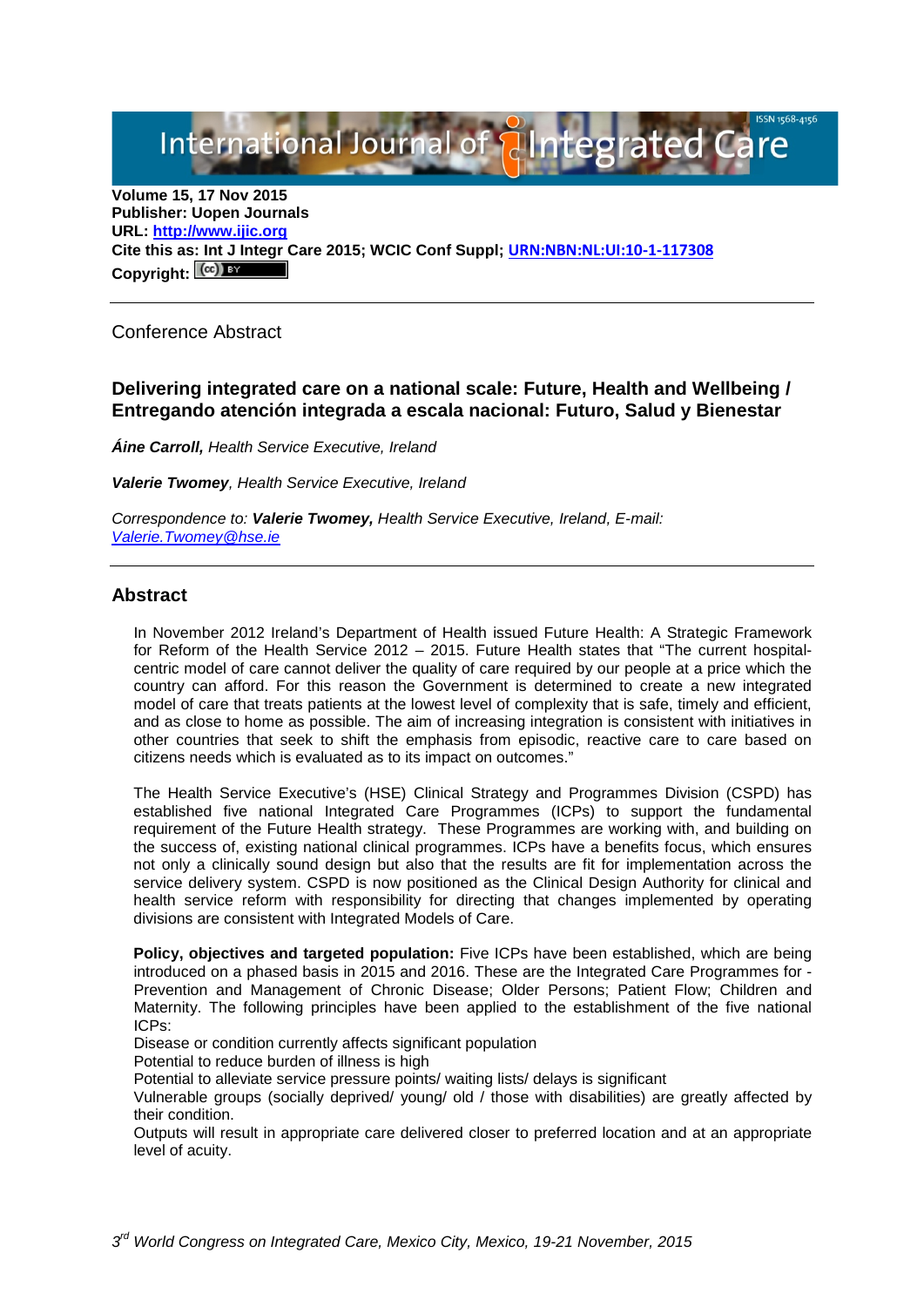Volume 15, 17 Nov 2015
**Publisher: Uopen Journals**
**URL: http://www.ijic.org**
**Cite this as: Int J Integr Care 2015; WCIC Conf Suppl; URN:NBN:NL:UI:10-1-117308**
**Copyright:**

---

Conference Abstract

## Delivering integrated care on a national scale: Future, Health and Wellbeing / Entregando atención integrada a escala nacional: Futuro, Salud y Bienestar

***Áine Carroll,*** *Health Service Executive, Ireland*

***Valerie Twomey****, Health Service Executive, Ireland*

*Correspondence to:* ***Valerie Twomey,*** *Health Service Executive, Ireland, E-mail: Valerie.Twomey@hse.ie*

---

## Abstract

In November 2012 Ireland's Department of Health issued Future Health: A Strategic Framework for Reform of the Health Service 2012 – 2015. Future Health states that "The current hospital-centric model of care cannot deliver the quality of care required by our people at a price which the country can afford. For this reason the Government is determined to create a new integrated model of care that treats patients at the lowest level of complexity that is safe, timely and efficient, and as close to home as possible. The aim of increasing integration is consistent with initiatives in other countries that seek to shift the emphasis from episodic, reactive care to care based on citizens needs which is evaluated as to its impact on outcomes."

The Health Service Executive's (HSE) Clinical Strategy and Programmes Division (CSPD) has established five national Integrated Care Programmes (ICPs) to support the fundamental requirement of the Future Health strategy. These Programmes are working with, and building on the success of, existing national clinical programmes. ICPs have a benefits focus, which ensures not only a clinically sound design but also that the results are fit for implementation across the service delivery system. CSPD is now positioned as the Clinical Design Authority for clinical and health service reform with responsibility for directing that changes implemented by operating divisions are consistent with Integrated Models of Care.

**Policy, objectives and targeted population:** Five ICPs have been established, which are being introduced on a phased basis in 2015 and 2016. These are the Integrated Care Programmes for - Prevention and Management of Chronic Disease; Older Persons; Patient Flow; Children and Maternity. The following principles have been applied to the establishment of the five national ICPs:

Disease or condition currently affects significant population
Potential to reduce burden of illness is high
Potential to alleviate service pressure points/ waiting lists/ delays is significant
Vulnerable groups (socially deprived/ young/ old / those with disabilities) are greatly affected by their condition.
Outputs will result in appropriate care delivered closer to preferred location and at an appropriate level of acuity.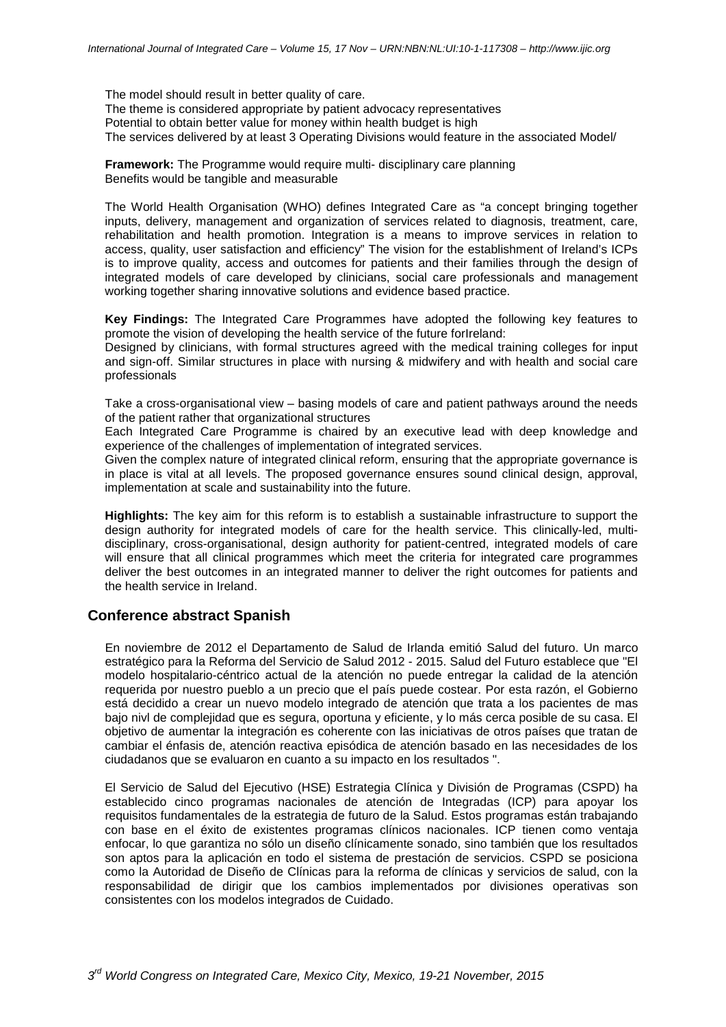The model should result in better quality of care.
The theme is considered appropriate by patient advocacy representatives
Potential to obtain better value for money within health budget is high
The services delivered by at least 3 Operating Divisions would feature in the associated Model/

**Framework:** The Programme would require multi- disciplinary care planning
Benefits would be tangible and measurable

The World Health Organisation (WHO) defines Integrated Care as "a concept bringing together inputs, delivery, management and organization of services related to diagnosis, treatment, care, rehabilitation and health promotion. Integration is a means to improve services in relation to access, quality, user satisfaction and efficiency" The vision for the establishment of Ireland's ICPs is to improve quality, access and outcomes for patients and their families through the design of integrated models of care developed by clinicians, social care professionals and management working together sharing innovative solutions and evidence based practice.

**Key Findings:** The Integrated Care Programmes have adopted the following key features to promote the vision of developing the health service of the future forIreland:
Designed by clinicians, with formal structures agreed with the medical training colleges for input and sign-off. Similar structures in place with nursing & midwifery and with health and social care professionals

Take a cross-organisational view – basing models of care and patient pathways around the needs of the patient rather that organizational structures
Each Integrated Care Programme is chaired by an executive lead with deep knowledge and experience of the challenges of implementation of integrated services.
Given the complex nature of integrated clinical reform, ensuring that the appropriate governance is in place is vital at all levels. The proposed governance ensures sound clinical design, approval, implementation at scale and sustainability into the future.

**Highlights:** The key aim for this reform is to establish a sustainable infrastructure to support the design authority for integrated models of care for the health service. This clinically-led, multi-disciplinary, cross-organisational, design authority for patient-centred, integrated models of care will ensure that all clinical programmes which meet the criteria for integrated care programmes deliver the best outcomes in an integrated manner to deliver the right outcomes for patients and the health service in Ireland.

## Conference abstract Spanish

En noviembre de 2012 el Departamento de Salud de Irlanda emitió Salud del futuro. Un marco estratégico para la Reforma del Servicio de Salud 2012 - 2015. Salud del Futuro establece que "El modelo hospitalario-céntrico actual de la atención no puede entregar la calidad de la atención requerida por nuestro pueblo a un precio que el país puede costear. Por esta razón, el Gobierno está decidido a crear un nuevo modelo integrado de atención que trata a los pacientes de mas bajo nivl de complejidad que es segura, oportuna y eficiente, y lo más cerca posible de su casa. El objetivo de aumentar la integración es coherente con las iniciativas de otros países que tratan de cambiar el énfasis de, atención reactiva episódica de atención basado en las necesidades de los ciudadanos que se evaluaron en cuanto a su impacto en los resultados ".

El Servicio de Salud del Ejecutivo (HSE) Estrategia Clínica y División de Programas (CSPD) ha establecido cinco programas nacionales de atención de Integradas (ICP) para apoyar los requisitos fundamentales de la estrategia de futuro de la Salud. Estos programas están trabajando con base en el éxito de existentes programas clínicos nacionales. ICP tienen como ventaja enfocar, lo que garantiza no sólo un diseño clínicamente sonado, sino también que los resultados son aptos para la aplicación en todo el sistema de prestación de servicios. CSPD se posiciona como la Autoridad de Diseño de Clínicas para la reforma de clínicas y servicios de salud, con la responsabilidad de dirigir que los cambios implementados por divisiones operativas son consistentes con los modelos integrados de Cuidado.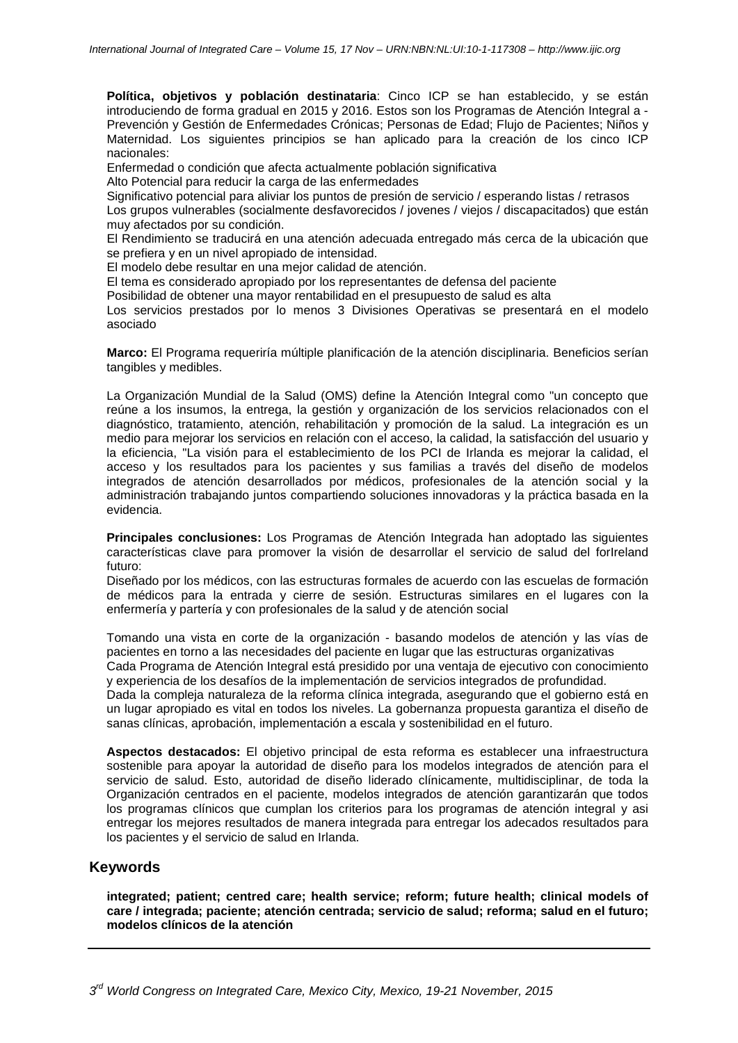**Política, objetivos y población destinataria**: Cinco ICP se han establecido, y se están introduciendo de forma gradual en 2015 y 2016. Estos son los Programas de Atención Integral a - Prevención y Gestión de Enfermedades Crónicas; Personas de Edad; Flujo de Pacientes; Niños y Maternidad. Los siguientes principios se han aplicado para la creación de los cinco ICP nacionales:

Enfermedad o condición que afecta actualmente población significativa

Alto Potencial para reducir la carga de las enfermedades

Significativo potencial para aliviar los puntos de presión de servicio / esperando listas / retrasos

Los grupos vulnerables (socialmente desfavorecidos / jovenes / viejos / discapacitados) que están muy afectados por su condición.

El Rendimiento se traducirá en una atención adecuada entregado más cerca de la ubicación que se prefiera y en un nivel apropiado de intensidad.

El modelo debe resultar en una mejor calidad de atención.

El tema es considerado apropiado por los representantes de defensa del paciente

Posibilidad de obtener una mayor rentabilidad en el presupuesto de salud es alta

Los servicios prestados por lo menos 3 Divisiones Operativas se presentará en el modelo asociado

**Marco:** El Programa requeriría múltiple planificación de la atención disciplinaria. Beneficios serían tangibles y medibles.

La Organización Mundial de la Salud (OMS) define la Atención Integral como "un concepto que reúne a los insumos, la entrega, la gestión y organización de los servicios relacionados con el diagnóstico, tratamiento, atención, rehabilitación y promoción de la salud. La integración es un medio para mejorar los servicios en relación con el acceso, la calidad, la satisfacción del usuario y la eficiencia, "La visión para el establecimiento de los PCI de Irlanda es mejorar la calidad, el acceso y los resultados para los pacientes y sus familias a través del diseño de modelos integrados de atención desarrollados por médicos, profesionales de la atención social y la administración trabajando juntos compartiendo soluciones innovadoras y la práctica basada en la evidencia.

**Principales conclusiones:** Los Programas de Atención Integrada han adoptado las siguientes características clave para promover la visión de desarrollar el servicio de salud del forIreland futuro:

Diseñado por los médicos, con las estructuras formales de acuerdo con las escuelas de formación de médicos para la entrada y cierre de sesión. Estructuras similares en el lugares con la enfermería y partería y con profesionales de la salud y de atención social

Tomando una vista en corte de la organización - basando modelos de atención y las vías de pacientes en torno a las necesidades del paciente en lugar que las estructuras organizativas

Cada Programa de Atención Integral está presidido por una ventaja de ejecutivo con conocimiento y experiencia de los desafíos de la implementación de servicios integrados de profundidad.

Dada la compleja naturaleza de la reforma clínica integrada, asegurando que el gobierno está en un lugar apropiado es vital en todos los niveles. La gobernanza propuesta garantiza el diseño de sanas clínicas, aprobación, implementación a escala y sostenibilidad en el futuro.

**Aspectos destacados:** El objetivo principal de esta reforma es establecer una infraestructura sostenible para apoyar la autoridad de diseño para los modelos integrados de atención para el servicio de salud. Esto, autoridad de diseño liderado clínicamente, multidisciplinar, de toda la Organización centrados en el paciente, modelos integrados de atención garantizarán que todos los programas clínicos que cumplan los criterios para los programas de atención integral y asi entregar los mejores resultados de manera integrada para entregar los adecados resultados para los pacientes y el servicio de salud en Irlanda.

## Keywords

**integrated; patient; centred care; health service; reform; future health; clinical models of care / integrada; paciente; atención centrada; servicio de salud; reforma; salud en el futuro; modelos clínicos de la atención**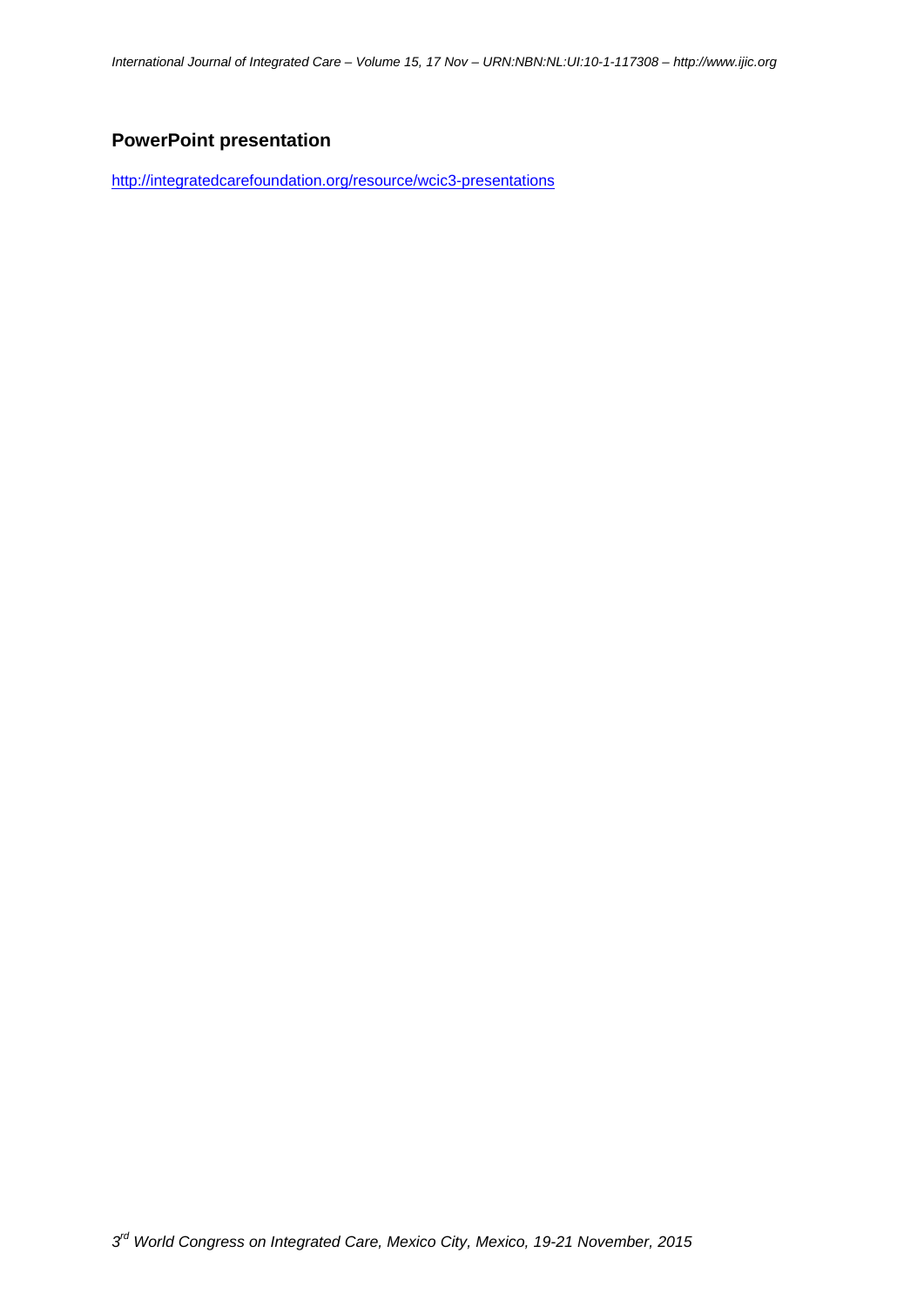**PowerPoint presentation**

http://integratedcarefoundation.org/resource/wcic3-presentations